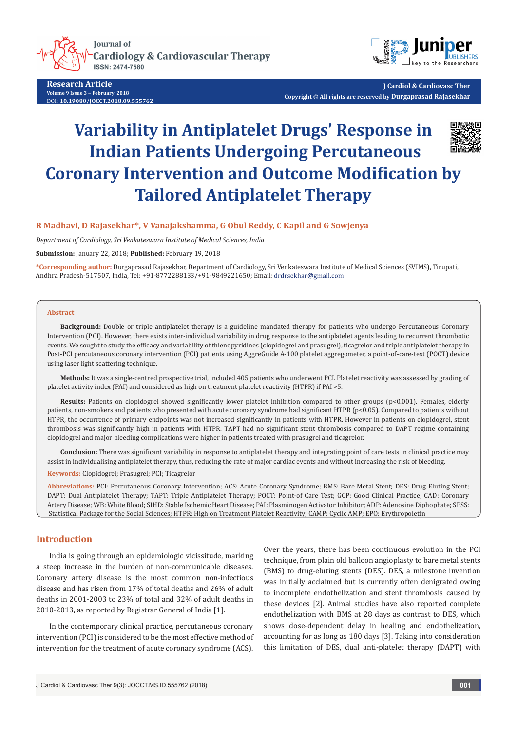# Variability in Antiplatelet Drugs' Response in Indian Patients Undergoing Percutaneous Coronary Intervention and Outcome Modification by Tailored Antiplatelet Therapy

**R Madhavi, D Rajasekhar*, V Vanajakshamma, G Obul Reddy, C Kapil and G Sowjenya**

*Department of Cardiology, Sri Venkateswara Institute of Medical Sciences, India*

**Submission:** January 22, 2018; **Published:** February 19, 2018

**\*Corresponding author:** Durgaprasad Rajasekhar, Department of Cardiology, Sri Venkateswara Institute of Medical Sciences (SVIMS), Tirupati, Andhra Pradesh-517507, India, Tel: +91-8772288133/+91-9849221650; Email: drdrsekhar@gmail.com

## Abstract

**Background:** Double or triple antiplatelet therapy is a guideline mandated therapy for patients who undergo Percutaneous Coronary Intervention (PCI). However, there exists inter-individual variability in drug response to the antiplatelet agents leading to recurrent thrombotic events. We sought to study the efficacy and variability of thienopyridines (clopidogrel and prasugrel), ticagrelor and triple antiplatelet therapy in Post-PCI percutaneous coronary intervention (PCI) patients using AggreGuide A-100 platelet aggregometer, a point-of-care-test (POCT) device using laser light scattering technique.

**Methods:** It was a single-centred prospective trial, included 405 patients who underwent PCI. Platelet reactivity was assessed by grading of platelet activity index (PAI) and considered as high on treatment platelet reactivity (HTPR) if PAI >5.

**Results:** Patients on clopidogrel showed significantly lower platelet inhibition compared to other groups ($p<0.001$). Females, elderly patients, non-smokers and patients who presented with acute coronary syndrome had significant HTPR ($p<0.05$). Compared to patients without HTPR, the occurrence of primary endpoints was not increased significantly in patients with HTPR. However in patients on clopidogrel, stent thrombosis was significantly high in patients with HTPR. TAPT had no significant stent thrombosis compared to DAPT regime containing clopidogrel and major bleeding complications were higher in patients treated with prasugrel and ticagrelor.

**Conclusion:** There was significant variability in response to antiplatelet therapy and integrating point of care tests in clinical practice may assist in individualising antiplatelet therapy, thus, reducing the rate of major cardiac events and without increasing the risk of bleeding.

**Keywords:** Clopidogrel; Prasugrel; PCI; Ticagrelor

**Abbreviations:** PCI: Percutaneous Coronary Intervention; ACS: Acute Coronary Syndrome; BMS: Bare Metal Stent; DES: Drug Eluting Stent; DAPT: Dual Antiplatelet Therapy; TAPT: Triple Antiplatelet Therapy; POCT: Point-of Care Test; GCP: Good Clinical Practice; CAD: Coronary Artery Disease; WB: White Blood; SIHD: Stable Ischemic Heart Disease; PAI: Plasminogen Activator Inhibitor; ADP: Adenosine Diphophate; SPSS: Statistical Package for the Social Sciences; HTPR: High on Treatment Platelet Reactivity; CAMP: Cyclic AMP; EPO: Erythropoietin

## Introduction

India is going through an epidemiologic vicissitude, marking a steep increase in the burden of non-communicable diseases. Coronary artery disease is the most common non-infectious disease and has risen from 17% of total deaths and 26% of adult deaths in 2001-2003 to 23% of total and 32% of adult deaths in 2010-2013, as reported by Registrar General of India [1].

In the contemporary clinical practice, percutaneous coronary intervention (PCI) is considered to be the most effective method of intervention for the treatment of acute coronary syndrome (ACS). Over the years, there has been continuous evolution in the PCI technique, from plain old balloon angioplasty to bare metal stents (BMS) to drug-eluting stents (DES). DES, a milestone invention was initially acclaimed but is currently often denigrated owing to incomplete endothelization and stent thrombosis caused by these devices [2]. Animal studies have also reported complete endothelization with BMS at 28 days as contrast to DES, which shows dose-dependent delay in healing and endothelization, accounting for as long as 180 days [3]. Taking into consideration this limitation of DES, dual anti-platelet therapy (DAPT) with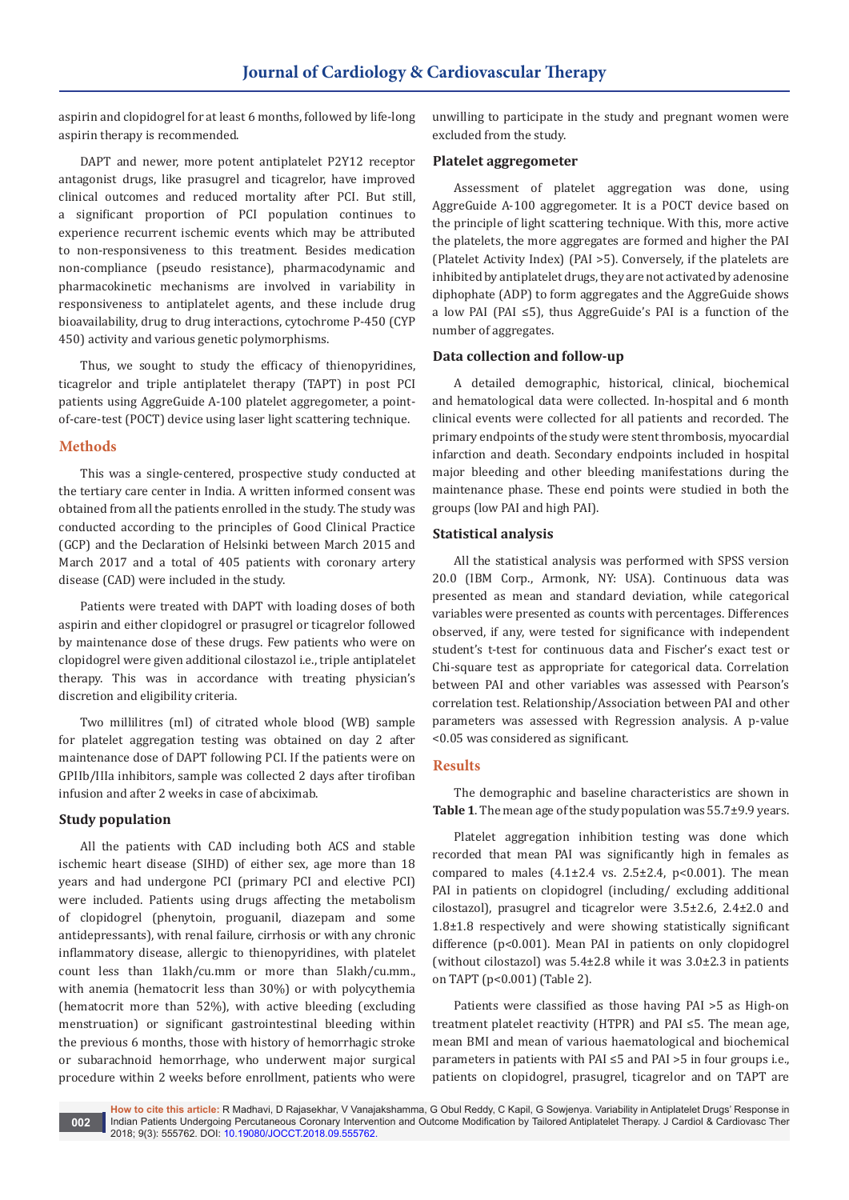aspirin and clopidogrel for at least 6 months, followed by life-long aspirin therapy is recommended.

DAPT and newer, more potent antiplatelet P2Y12 receptor antagonist drugs, like prasugrel and ticagrelor, have improved clinical outcomes and reduced mortality after PCI. But still, a significant proportion of PCI population continues to experience recurrent ischemic events which may be attributed to non-responsiveness to this treatment. Besides medication non-compliance (pseudo resistance), pharmacodynamic and pharmacokinetic mechanisms are involved in variability in responsiveness to antiplatelet agents, and these include drug bioavailability, drug to drug interactions, cytochrome P-450 (CYP 450) activity and various genetic polymorphisms.

Thus, we sought to study the efficacy of thienopyridines, ticagrelor and triple antiplatelet therapy (TAPT) in post PCI patients using AggreGuide A-100 platelet aggregometer, a point-of-care-test (POCT) device using laser light scattering technique.

## Methods

This was a single-centered, prospective study conducted at the tertiary care center in India. A written informed consent was obtained from all the patients enrolled in the study. The study was conducted according to the principles of Good Clinical Practice (GCP) and the Declaration of Helsinki between March 2015 and March 2017 and a total of 405 patients with coronary artery disease (CAD) were included in the study.

Patients were treated with DAPT with loading doses of both aspirin and either clopidogrel or prasugrel or ticagrelor followed by maintenance dose of these drugs. Few patients who were on clopidogrel were given additional cilostazol i.e., triple antiplatelet therapy. This was in accordance with treating physician's discretion and eligibility criteria.

Two millilitres (ml) of citrated whole blood (WB) sample for platelet aggregation testing was obtained on day 2 after maintenance dose of DAPT following PCI. If the patients were on GPIIb/IIIa inhibitors, sample was collected 2 days after tirofiban infusion and after 2 weeks in case of abciximab.

### Study population

All the patients with CAD including both ACS and stable ischemic heart disease (SIHD) of either sex, age more than 18 years and had undergone PCI (primary PCI and elective PCI) were included. Patients using drugs affecting the metabolism of clopidogrel (phenytoin, proguanil, diazepam and some antidepressants), with renal failure, cirrhosis or with any chronic inflammatory disease, allergic to thienopyridines, with platelet count less than 1lakh/cu.mm or more than 5lakh/cu.mm., with anemia (hematocrit less than 30%) or with polycythemia (hematocrit more than 52%), with active bleeding (excluding menstruation) or significant gastrointestinal bleeding within the previous 6 months, those with history of hemorrhagic stroke or subarachnoid hemorrhage, who underwent major surgical procedure within 2 weeks before enrollment, patients who were unwilling to participate in the study and pregnant women were excluded from the study.

### Platelet aggregometer

Assessment of platelet aggregation was done, using AggreGuide A-100 aggregometer. It is a POCT device based on the principle of light scattering technique. With this, more active the platelets, the more aggregates are formed and higher the PAI (Platelet Activity Index) (PAI >5). Conversely, if the platelets are inhibited by antiplatelet drugs, they are not activated by adenosine diphophate (ADP) to form aggregates and the AggreGuide shows a low PAI (PAI ≤5), thus AggreGuide's PAI is a function of the number of aggregates.

### Data collection and follow-up

A detailed demographic, historical, clinical, biochemical and hematological data were collected. In-hospital and 6 month clinical events were collected for all patients and recorded. The primary endpoints of the study were stent thrombosis, myocardial infarction and death. Secondary endpoints included in hospital major bleeding and other bleeding manifestations during the maintenance phase. These end points were studied in both the groups (low PAI and high PAI).

### Statistical analysis

All the statistical analysis was performed with SPSS version 20.0 (IBM Corp., Armonk, NY: USA). Continuous data was presented as mean and standard deviation, while categorical variables were presented as counts with percentages. Differences observed, if any, were tested for significance with independent student's t-test for continuous data and Fischer's exact test or Chi-square test as appropriate for categorical data. Correlation between PAI and other variables was assessed with Pearson's correlation test. Relationship/Association between PAI and other parameters was assessed with Regression analysis. A p-value <0.05 was considered as significant.

## Results

The demographic and baseline characteristics are shown in **Table 1**. The mean age of the study population was 55.7±9.9 years.

Platelet aggregation inhibition testing was done which recorded that mean PAI was significantly high in females as compared to males (4.1±2.4 vs. 2.5±2.4, p<0.001). The mean PAI in patients on clopidogrel (including/ excluding additional cilostazol), prasugrel and ticagrelor were 3.5±2.6, 2.4±2.0 and 1.8±1.8 respectively and were showing statistically significant difference (p<0.001). Mean PAI in patients on only clopidogrel (without cilostazol) was 5.4±2.8 while it was 3.0±2.3 in patients on TAPT (p<0.001) (Table 2).

Patients were classified as those having PAI >5 as High-on treatment platelet reactivity (HTPR) and PAI ≤5. The mean age, mean BMI and mean of various haematological and biochemical parameters in patients with PAI ≤5 and PAI >5 in four groups i.e., patients on clopidogrel, prasugrel, ticagrelor and on TAPT are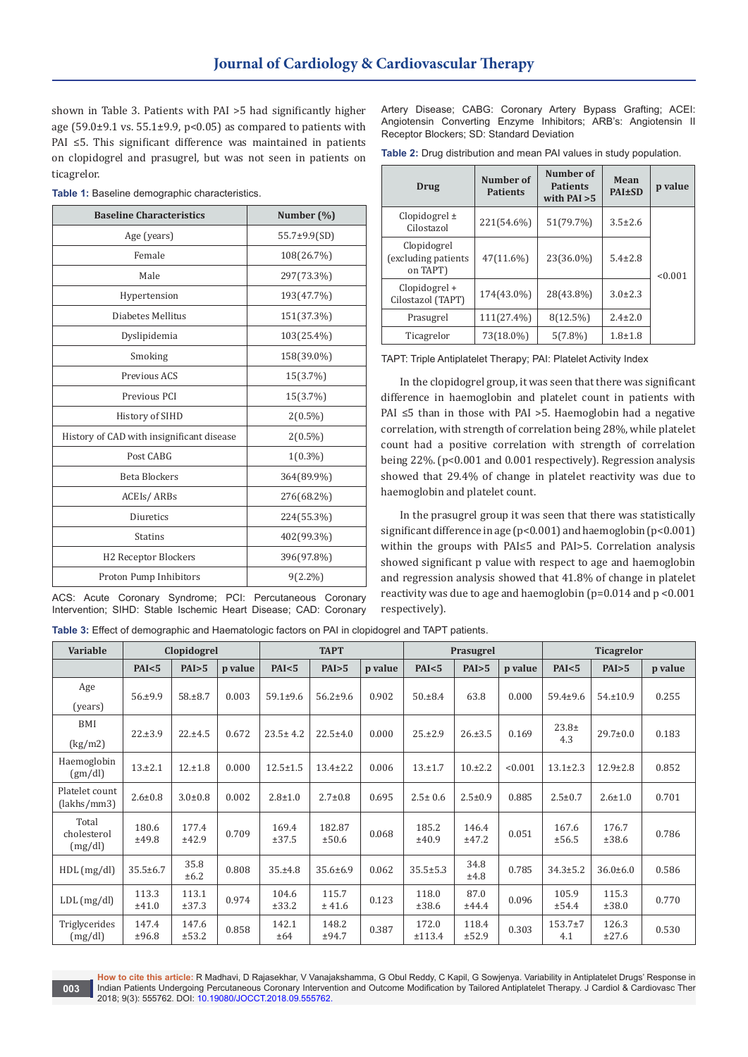shown in Table 3. Patients with PAI >5 had significantly higher age (59.0±9.1 vs. 55.1±9.9, p<0.05) as compared to patients with PAI ≤5. This significant difference was maintained in patients on clopidogrel and prasugrel, but was not seen in patients on ticagrelor.

**Table 1:** Baseline demographic characteristics.

| Baseline Characteristics | Number (%) |
|---|---|
| Age (years) | 55.7±9.9(SD) |
| Female | 108(26.7%) |
| Male | 297(73.3%) |
| Hypertension | 193(47.7%) |
| Diabetes Mellitus | 151(37.3%) |
| Dyslipidemia | 103(25.4%) |
| Smoking | 158(39.0%) |
| Previous ACS | 15(3.7%) |
| Previous PCI | 15(3.7%) |
| History of SIHD | 2(0.5%) |
| History of CAD with insignificant disease | 2(0.5%) |
| Post CABG | 1(0.3%) |
| Beta Blockers | 364(89.9%) |
| ACEIs/ ARBs | 276(68.2%) |
| Diuretics | 224(55.3%) |
| Statins | 402(99.3%) |
| H2 Receptor Blockers | 396(97.8%) |
| Proton Pump Inhibitors | 9(2.2%) |

ACS: Acute Coronary Syndrome; PCI: Percutaneous Coronary Intervention; SIHD: Stable Ischemic Heart Disease; CAD: Coronary Artery Disease; CABG: Coronary Artery Bypass Grafting; ACEI: Angiotensin Converting Enzyme Inhibitors; ARB's: Angiotensin II Receptor Blockers; SD: Standard Deviation

**Table 2:** Drug distribution and mean PAI values in study population.

| Drug | Number of Patients | Number of Patients with PAI >5 | Mean PAI±SD | p value |
|---|---|---|---|---|
| Clopidogrel ± Cilostazol | 221(54.6%) | 51(79.7%) | 3.5±2.6 | <0.001 |
| Clopidogrel (excluding patients on TAPT) | 47(11.6%) | 23(36.0%) | 5.4±2.8 | |
| Clopidogrel + Cilostazol (TAPT) | 174(43.0%) | 28(43.8%) | 3.0±2.3 | |
| Prasugrel | 111(27.4%) | 8(12.5%) | 2.4±2.0 | |
| Ticagrelor | 73(18.0%) | 5(7.8%) | 1.8±1.8 | |

TAPT: Triple Antiplatelet Therapy; PAI: Platelet Activity Index

In the clopidogrel group, it was seen that there was significant difference in haemoglobin and platelet count in patients with PAI ≤5 than in those with PAI >5. Haemoglobin had a negative correlation, with strength of correlation being 28%, while platelet count had a positive correlation with strength of correlation being 22%. (p<0.001 and 0.001 respectively). Regression analysis showed that 29.4% of change in platelet reactivity was due to haemoglobin and platelet count.

In the prasugrel group it was seen that there was statistically significant difference in age (p<0.001) and haemoglobin (p<0.001) within the groups with PAI≤5 and PAI>5. Correlation analysis showed significant p value with respect to age and haemoglobin and regression analysis showed that 41.8% of change in platelet reactivity was due to age and haemoglobin (p=0.014 and p <0.001 respectively).

**Table 3:** Effect of demographic and Haematologic factors on PAI in clopidogrel and TAPT patients.

| Variable | Clopidogrel | | | TAPT | | | Prasugrel | | | Ticagrelor | | |
|---|---|---|---|---|---|---|---|---|---|---|---|---|
| | PAI<5 | PAI>5 | p value | PAI<5 | PAI>5 | p value | PAI<5 | PAI>5 | p value | PAI<5 | PAI>5 | p value |
| Age (years) | 56±9.9 | 58.±8.7 | 0.003 | 59.1±9.6 | 56.2±9.6 | 0.902 | 50.±8.4 | 63.8 | 0.000 | 59.4±9.6 | 54.±10.9 | 0.255 |
| BMI (kg/m2) | 22±3.9 | 22.±4.5 | 0.672 | 23.5± 4.2 | 22.5±4.0 | 0.000 | 25.±2.9 | 26.±3.5 | 0.169 | 23.8± 4.3 | 29.7±0.0 | 0.183 |
| Haemoglobin (gm/dl) | 13±2.1 | 12.±1.8 | 0.000 | 12.5±1.5 | 13.4±2.2 | 0.006 | 13.±1.7 | 10.±2.2 | <0.001 | 13.1±2.3 | 12.9±2.8 | 0.852 |
| Platelet count (lakhs/mm3) | 2.6±0.8 | 3.0±0.8 | 0.002 | 2.8±1.0 | 2.7±0.8 | 0.695 | 2.5± 0.6 | 2.5±0.9 | 0.885 | 2.5±0.7 | 2.6±1.0 | 0.701 |
| Total cholesterol (mg/dl) | 180.6 ±49.8 | 177.4 ±42.9 | 0.709 | 169.4 ±37.5 | 182.87 ±50.6 | 0.068 | 185.2 ±40.9 | 146.4 ±47.2 | 0.051 | 167.6 ±56.5 | 176.7 ±38.6 | 0.786 |
| HDL (mg/dl) | 35.5±6.7 | 35.8 ±6.2 | 0.808 | 35.±4.8 | 35.6±6.9 | 0.062 | 35.5±5.3 | 34.8 ±4.8 | 0.785 | 34.3±5.2 | 36.0±6.0 | 0.586 |
| LDL (mg/dl) | 113.3 ±41.0 | 113.1 ±37.3 | 0.974 | 104.6 ±33.2 | 115.7 ± 41.6 | 0.123 | 118.0 ±38.6 | 87.0 ±44.4 | 0.096 | 105.9 ±54.4 | 115.3 ±38.0 | 0.770 |
| Triglycerides (mg/dl) | 147.4 ±96.8 | 147.6 ±53.2 | 0.858 | 142.1 ±64 | 148.2 ±94.7 | 0.387 | 172.0 ±113.4 | 118.4 ±52.9 | 0.303 | 153.7±7 4.1 | 126.3 ±27.6 | 0.530 |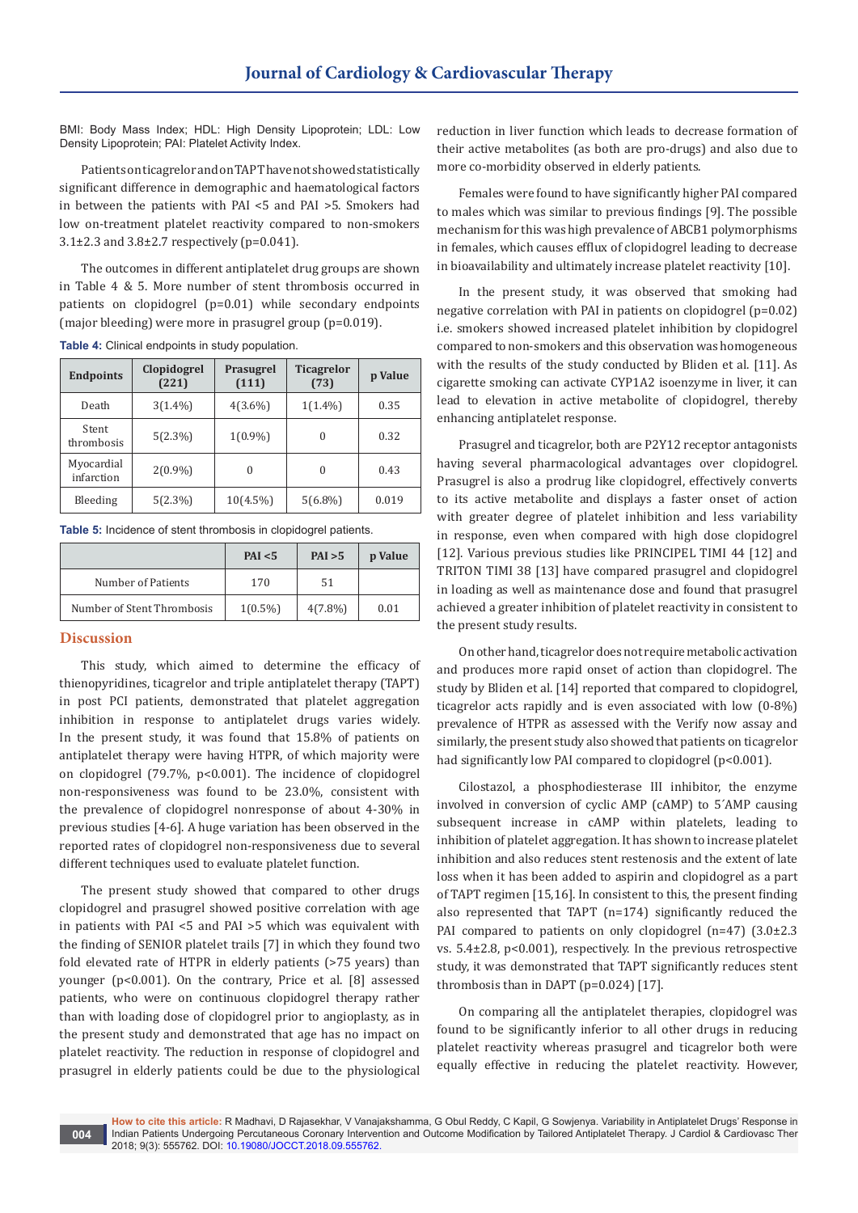BMI: Body Mass Index; HDL: High Density Lipoprotein; LDL: Low Density Lipoprotein; PAI: Platelet Activity Index.

Patients on ticagrelor and on TAPT have not showed statistically significant difference in demographic and haematological factors in between the patients with PAI <5 and PAI >5. Smokers had low on-treatment platelet reactivity compared to non-smokers 3.1±2.3 and 3.8±2.7 respectively (p=0.041).

The outcomes in different antiplatelet drug groups are shown in Table 4 & 5. More number of stent thrombosis occurred in patients on clopidogrel (p=0.01) while secondary endpoints (major bleeding) were more in prasugrel group (p=0.019).

**Table 4:** Clinical endpoints in study population.

| Endpoints | Clopidogrel (221) | Prasugrel (111) | Ticagrelor (73) | p Value |
|---|---|---|---|---|
| Death | 3(1.4%) | 4(3.6%) | 1(1.4%) | 0.35 |
| Stent thrombosis | 5(2.3%) | 1(0.9%) | 0 | 0.32 |
| Myocardial infarction | 2(0.9%) | 0 | 0 | 0.43 |
| Bleeding | 5(2.3%) | 10(4.5%) | 5(6.8%) | 0.019 |

**Table 5:** Incidence of stent thrombosis in clopidogrel patients.

| | PAI <5 | PAI >5 | p Value |
|---|---|---|---|
| Number of Patients | 170 | 51 | |
| Number of Stent Thrombosis | 1(0.5%) | 4(7.8%) | 0.01 |

## Discussion

This study, which aimed to determine the efficacy of thienopyridines, ticagrelor and triple antiplatelet therapy (TAPT) in post PCI patients, demonstrated that platelet aggregation inhibition in response to antiplatelet drugs varies widely. In the present study, it was found that 15.8% of patients on antiplatelet therapy were having HTPR, of which majority were on clopidogrel (79.7%, p<0.001). The incidence of clopidogrel non-responsiveness was found to be 23.0%, consistent with the prevalence of clopidogrel nonresponse of about 4-30% in previous studies [4-6]. A huge variation has been observed in the reported rates of clopidogrel non-responsiveness due to several different techniques used to evaluate platelet function.

The present study showed that compared to other drugs clopidogrel and prasugrel showed positive correlation with age in patients with PAI <5 and PAI >5 which was equivalent with the finding of SENIOR platelet trails [7] in which they found two fold elevated rate of HTPR in elderly patients (>75 years) than younger (p<0.001). On the contrary, Price et al. [8] assessed patients, who were on continuous clopidogrel therapy rather than with loading dose of clopidogrel prior to angioplasty, as in the present study and demonstrated that age has no impact on platelet reactivity. The reduction in response of clopidogrel and prasugrel in elderly patients could be due to the physiological reduction in liver function which leads to decrease formation of their active metabolites (as both are pro-drugs) and also due to more co-morbidity observed in elderly patients.

Females were found to have significantly higher PAI compared to males which was similar to previous findings [9]. The possible mechanism for this was high prevalence of ABCB1 polymorphisms in females, which causes efflux of clopidogrel leading to decrease in bioavailability and ultimately increase platelet reactivity [10].

In the present study, it was observed that smoking had negative correlation with PAI in patients on clopidogrel (p=0.02) i.e. smokers showed increased platelet inhibition by clopidogrel compared to non-smokers and this observation was homogeneous with the results of the study conducted by Bliden et al. [11]. As cigarette smoking can activate CYP1A2 isoenzyme in liver, it can lead to elevation in active metabolite of clopidogrel, thereby enhancing antiplatelet response.

Prasugrel and ticagrelor, both are P2Y12 receptor antagonists having several pharmacological advantages over clopidogrel. Prasugrel is also a prodrug like clopidogrel, effectively converts to its active metabolite and displays a faster onset of action with greater degree of platelet inhibition and less variability in response, even when compared with high dose clopidogrel [12]. Various previous studies like PRINCIPEL TIMI 44 [12] and TRITON TIMI 38 [13] have compared prasugrel and clopidogrel in loading as well as maintenance dose and found that prasugrel achieved a greater inhibition of platelet reactivity in consistent to the present study results.

On other hand, ticagrelor does not require metabolic activation and produces more rapid onset of action than clopidogrel. The study by Bliden et al. [14] reported that compared to clopidogrel, ticagrelor acts rapidly and is even associated with low (0-8%) prevalence of HTPR as assessed with the Verify now assay and similarly, the present study also showed that patients on ticagrelor had significantly low PAI compared to clopidogrel (p<0.001).

Cilostazol, a phosphodiesterase III inhibitor, the enzyme involved in conversion of cyclic AMP (cAMP) to 5´AMP causing subsequent increase in cAMP within platelets, leading to inhibition of platelet aggregation. It has shown to increase platelet inhibition and also reduces stent restenosis and the extent of late loss when it has been added to aspirin and clopidogrel as a part of TAPT regimen [15,16]. In consistent to this, the present finding also represented that TAPT (n=174) significantly reduced the PAI compared to patients on only clopidogrel (n=47) (3.0±2.3 vs. 5.4±2.8, p<0.001), respectively. In the previous retrospective study, it was demonstrated that TAPT significantly reduces stent thrombosis than in DAPT (p=0.024) [17].

On comparing all the antiplatelet therapies, clopidogrel was found to be significantly inferior to all other drugs in reducing platelet reactivity whereas prasugrel and ticagrelor both were equally effective in reducing the platelet reactivity. However,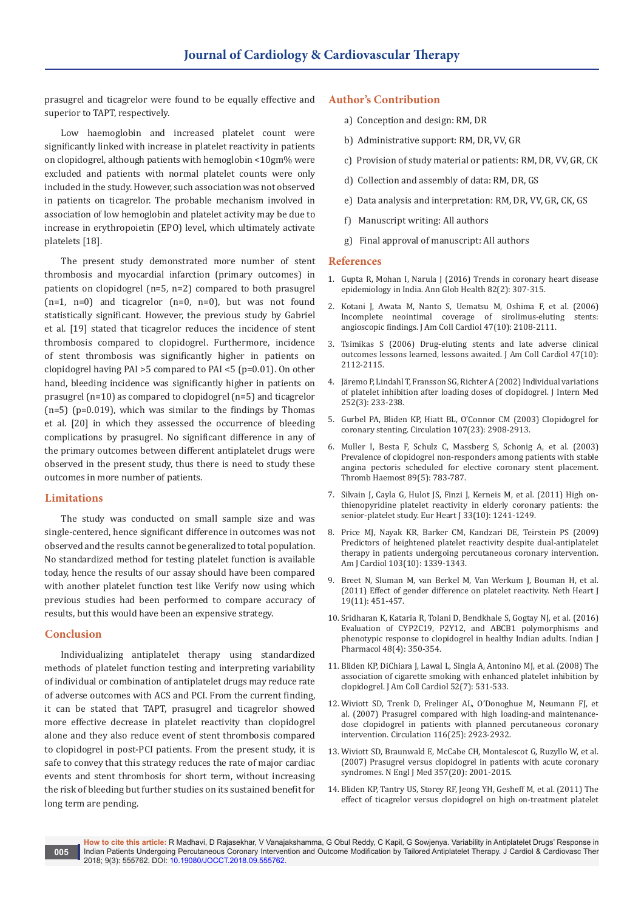prasugrel and ticagrelor were found to be equally effective and superior to TAPT, respectively.

Low haemoglobin and increased platelet count were significantly linked with increase in platelet reactivity in patients on clopidogrel, although patients with hemoglobin <10gm% were excluded and patients with normal platelet counts were only included in the study. However, such association was not observed in patients on ticagrelor. The probable mechanism involved in association of low hemoglobin and platelet activity may be due to increase in erythropoietin (EPO) level, which ultimately activate platelets [18].

The present study demonstrated more number of stent thrombosis and myocardial infarction (primary outcomes) in patients on clopidogrel (n=5, n=2) compared to both prasugrel (n=1, n=0) and ticagrelor (n=0, n=0), but was not found statistically significant. However, the previous study by Gabriel et al. [19] stated that ticagrelor reduces the incidence of stent thrombosis compared to clopidogrel. Furthermore, incidence of stent thrombosis was significantly higher in patients on clopidogrel having PAI >5 compared to PAI <5 (p=0.01). On other hand, bleeding incidence was significantly higher in patients on prasugrel (n=10) as compared to clopidogrel (n=5) and ticagrelor (n=5) (p=0.019), which was similar to the findings by Thomas et al. [20] in which they assessed the occurrence of bleeding complications by prasugrel. No significant difference in any of the primary outcomes between different antiplatelet drugs were observed in the present study, thus there is need to study these outcomes in more number of patients.

## Limitations

The study was conducted on small sample size and was single-centered, hence significant difference in outcomes was not observed and the results cannot be generalized to total population. No standardized method for testing platelet function is available today, hence the results of our assay should have been compared with another platelet function test like Verify now using which previous studies had been performed to compare accuracy of results, but this would have been an expensive strategy.

## Conclusion

Individualizing antiplatelet therapy using standardized methods of platelet function testing and interpreting variability of individual or combination of antiplatelet drugs may reduce rate of adverse outcomes with ACS and PCI. From the current finding, it can be stated that TAPT, prasugrel and ticagrelor showed more effective decrease in platelet reactivity than clopidogrel alone and they also reduce event of stent thrombosis compared to clopidogrel in post-PCI patients. From the present study, it is safe to convey that this strategy reduces the rate of major cardiac events and stent thrombosis for short term, without increasing the risk of bleeding but further studies on its sustained benefit for long term are pending.

## Author's Contribution

a) Conception and design: RM, DR

b) Administrative support: RM, DR, VV, GR

c) Provision of study material or patients: RM, DR, VV, GR, CK

d) Collection and assembly of data: RM, DR, GS

e) Data analysis and interpretation: RM, DR, VV, GR, CK, GS

f) Manuscript writing: All authors

g) Final approval of manuscript: All authors

## References

1. Gupta R, Mohan I, Narula J (2016) Trends in coronary heart disease epidemiology in India. Ann Glob Health 82(2): 307-315.
2. Kotani J, Awata M, Nanto S, Uematsu M, Oshima F, et al. (2006) Incomplete neointimal coverage of sirolimus-eluting stents: angioscopic findings. J Am Coll Cardiol 47(10): 2108-2111.
3. Tsimikas S (2006) Drug-eluting stents and late adverse clinical outcomes lessons learned, lessons awaited. J Am Coll Cardiol 47(10): 2112-2115.
4. Järemo P, Lindahl T, Fransson SG, Richter A (2002) Individual variations of platelet inhibition after loading doses of clopidogrel. J Intern Med 252(3): 233-238.
5. Gurbel PA, Bliden KP, Hiatt BL, O'Connor CM (2003) Clopidogrel for coronary stenting. Circulation 107(23): 2908-2913.
6. Muller I, Besta F, Schulz C, Massberg S, Schonig A, et al. (2003) Prevalence of clopidogrel non-responders among patients with stable angina pectoris scheduled for elective coronary stent placement. Thromb Haemost 89(5): 783-787.
7. Silvain J, Cayla G, Hulot JS, Finzi J, Kerneis M, et al. (2011) High on-thienopyridine platelet reactivity in elderly coronary patients: the senior-platelet study. Eur Heart J 33(10): 1241-1249.
8. Price MJ, Nayak KR, Barker CM, Kandzari DE, Teirstein PS (2009) Predictors of heightened platelet reactivity despite dual-antiplatelet therapy in patients undergoing percutaneous coronary intervention. Am J Cardiol 103(10): 1339-1343.
9. Breet N, Sluman M, van Berkel M, Van Werkum J, Bouman H, et al. (2011) Effect of gender difference on platelet reactivity. Neth Heart J 19(11): 451-457.
10. Sridharan K, Kataria R, Tolani D, Bendkhale S, Gogtay NJ, et al. (2016) Evaluation of CYP2C19, P2Y12, and ABCB1 polymorphisms and phenotypic response to clopidogrel in healthy Indian adults. Indian J Pharmacol 48(4): 350-354.
11. Bliden KP, DiChiara J, Lawal L, Singla A, Antonino MJ, et al. (2008) The association of cigarette smoking with enhanced platelet inhibition by clopidogrel. J Am Coll Cardiol 52(7): 531-533.
12. Wiviott SD, Trenk D, Frelinger AL, O'Donoghue M, Neumann FJ, et al. (2007) Prasugrel compared with high loading-and maintenance-dose clopidogrel in patients with planned percutaneous coronary intervention. Circulation 116(25): 2923-2932.
13. Wiviott SD, Braunwald E, McCabe CH, Montalescot G, Ruzyllo W, et al. (2007) Prasugrel versus clopidogrel in patients with acute coronary syndromes. N Engl J Med 357(20): 2001-2015.
14. Bliden KP, Tantry US, Storey RF, Jeong YH, Gesheff M, et al. (2011) The effect of ticagrelor versus clopidogrel on high on-treatment platelet

**How to cite this article:** R Madhavi, D Rajasekhar, V Vanajakshamma, G Obul Reddy, C Kapil, G Sowjenya. Variability in Antiplatelet Drugs' Response in Indian Patients Undergoing Percutaneous Coronary Intervention and Outcome Modification by Tailored Antiplatelet Therapy. J Cardiol & Cardiovasc Ther 2018; 9(3): 555762. DOI: 10.19080/JOCCT.2018.09.555762.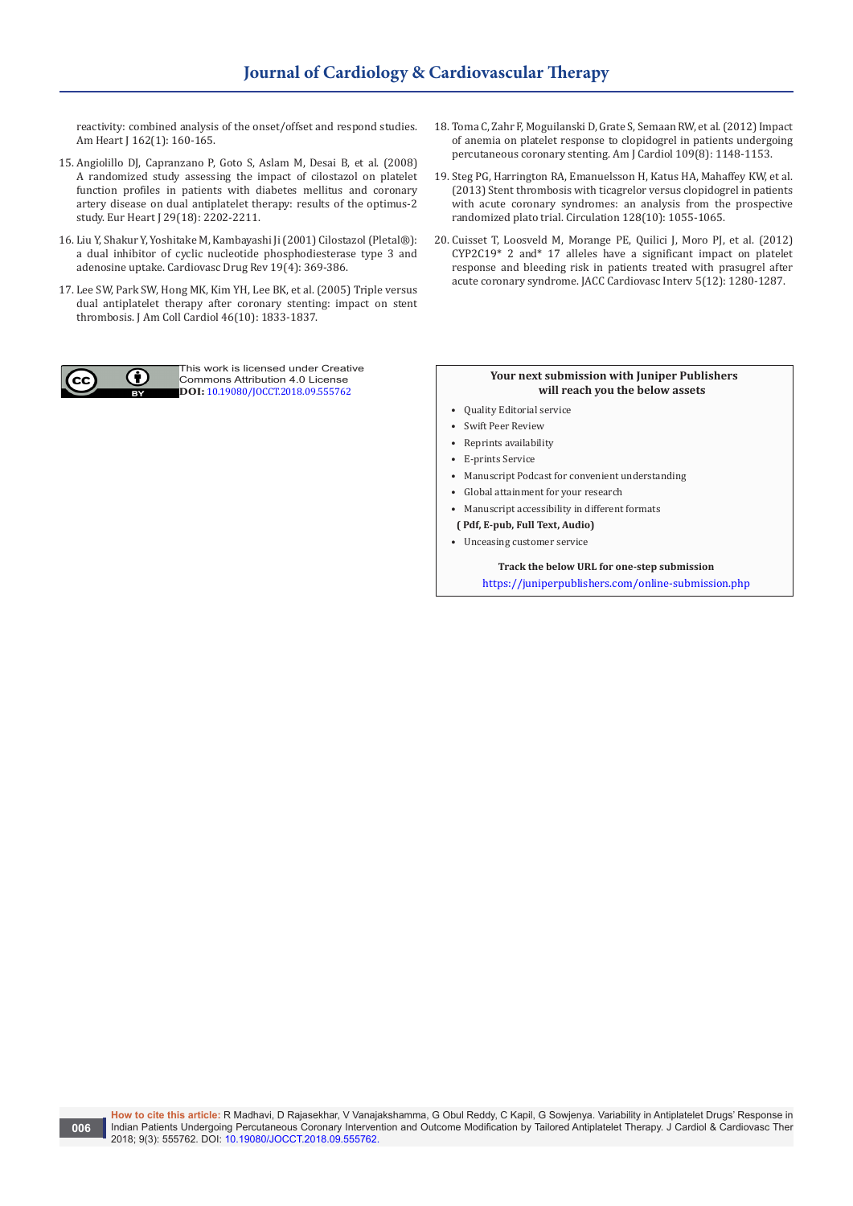reactivity: combined analysis of the onset/offset and respond studies. Am Heart J 162(1): 160-165.

15. Angiolillo DJ, Capranzano P, Goto S, Aslam M, Desai B, et al. (2008) A randomized study assessing the impact of cilostazol on platelet function profiles in patients with diabetes mellitus and coronary artery disease on dual antiplatelet therapy: results of the optimus-2 study. Eur Heart J 29(18): 2202-2211.
16. Liu Y, Shakur Y, Yoshitake M, Kambayashi Ji (2001) Cilostazol (Pletal®): a dual inhibitor of cyclic nucleotide phosphodiesterase type 3 and adenosine uptake. Cardiovasc Drug Rev 19(4): 369-386.
17. Lee SW, Park SW, Hong MK, Kim YH, Lee BK, et al. (2005) Triple versus dual antiplatelet therapy after coronary stenting: impact on stent thrombosis. J Am Coll Cardiol 46(10): 1833-1837.
18. Toma C, Zahr F, Moguilanski D, Grate S, Semaan RW, et al. (2012) Impact of anemia on platelet response to clopidogrel in patients undergoing percutaneous coronary stenting. Am J Cardiol 109(8): 1148-1153.
19. Steg PG, Harrington RA, Emanuelsson H, Katus HA, Mahaffey KW, et al. (2013) Stent thrombosis with ticagrelor versus clopidogrel in patients with acute coronary syndromes: an analysis from the prospective randomized plato trial. Circulation 128(10): 1055-1065.
20. Cuisset T, Loosveld M, Morange PE, Quilici J, Moro PJ, et al. (2012) CYP2C19* 2 and* 17 alleles have a significant impact on platelet response and bleeding risk in patients treated with prasugrel after acute coronary syndrome. JACC Cardiovasc Interv 5(12): 1280-1287.

This work is licensed under Creative Commons Attribution 4.0 License
**DOI:** 10.19080/JOCCT.2018.09.555762

**Your next submission with Juniper Publishers will reach you the below assets**

- Quality Editorial service
- Swift Peer Review
- Reprints availability
- E-prints Service
- Manuscript Podcast for convenient understanding
- Global attainment for your research
- Manuscript accessibility in different formats

**( Pdf, E-pub, Full Text, Audio)**

- Unceasing customer service

**Track the below URL for one-step submission**

https://juniperpublishers.com/online-submission.php

**How to cite this article:** R Madhavi, D Rajasekhar, V Vanajakshamma, G Obul Reddy, C Kapil, G Sowjenya. Variability in Antiplatelet Drugs' Response in Indian Patients Undergoing Percutaneous Coronary Intervention and Outcome Modification by Tailored Antiplatelet Therapy. J Cardiol & Cardiovasc Ther 2018; 9(3): 555762. DOI: 10.19080/JOCCT.2018.09.555762.